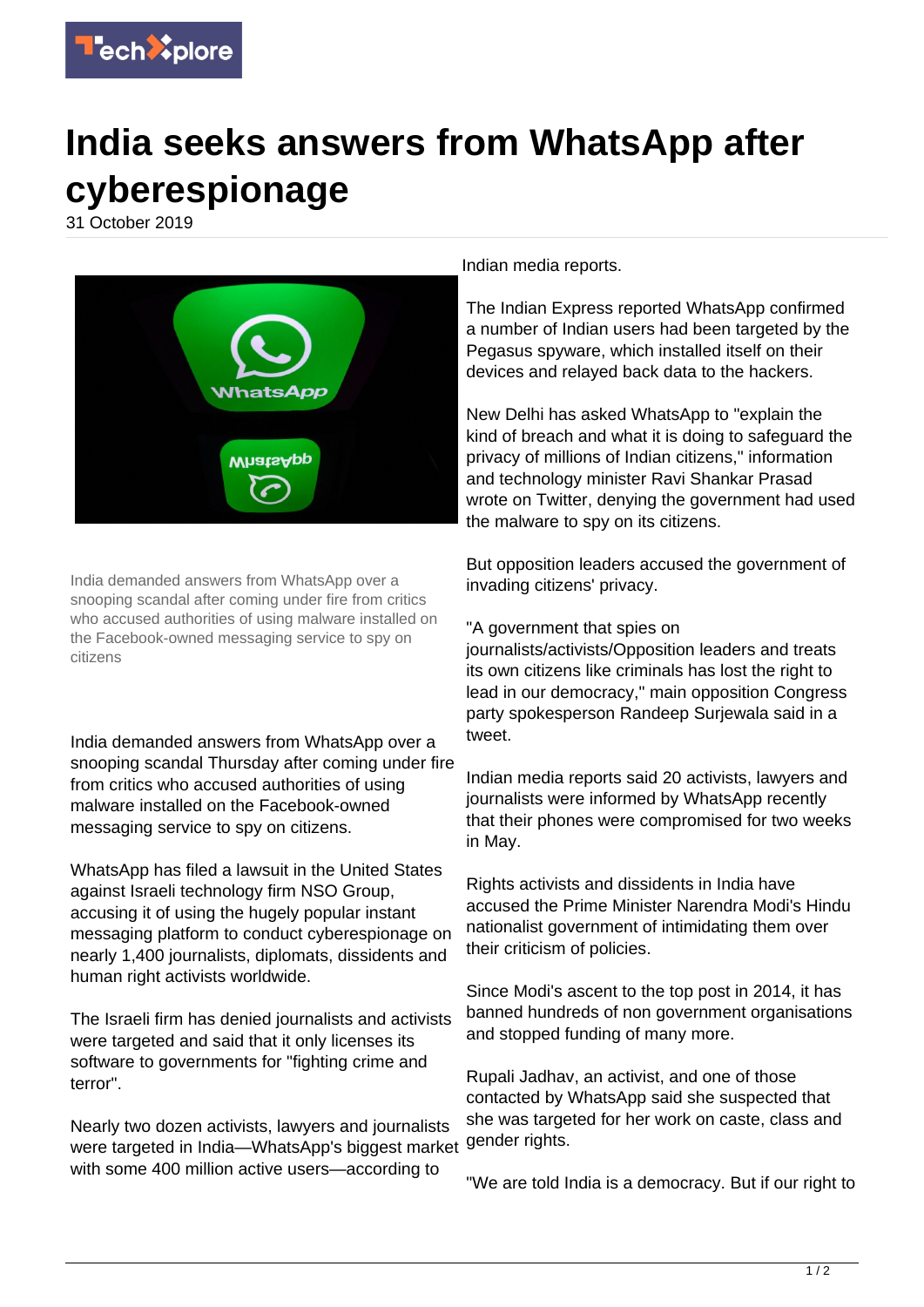# India seeks answers from WhatsApp after cyberespionage

31 October 2019

India demanded answers from WhatsApp over a snooping scandal after coming under fire from critics who accused authorities of using malware installed on the Facebook-owned messaging service to spy on citizens

India demanded answers from WhatsApp over a snooping scandal Thursday after coming under fire from critics who accused authorities of using malware installed on the Facebook-owned messaging service to spy on citizens.

WhatsApp has filed a lawsuit in the United States against Israeli technology firm NSO Group, accusing it of using the hugely popular instant messaging platform to conduct cyberespionage on nearly 1,400 journalists, diplomats, dissidents and human right activists worldwide.

The Israeli firm has denied journalists and activists were targeted and said that it only licenses its software to governments for "fighting crime and terror".

Nearly two dozen activists, lawyers and journalists were targeted in India—WhatsApp's biggest market with some 400 million active users—according to Indian media reports.

The Indian Express reported WhatsApp confirmed a number of Indian users had been targeted by the Pegasus spyware, which installed itself on their devices and relayed back data to the hackers.

New Delhi has asked WhatsApp to "explain the kind of breach and what it is doing to safeguard the privacy of millions of Indian citizens," information and technology minister Ravi Shankar Prasad wrote on Twitter, denying the government had used the malware to spy on its citizens.

But opposition leaders accused the government of invading citizens' privacy.

"A government that spies on journalists/activists/Opposition leaders and treats its own citizens like criminals has lost the right to lead in our democracy," main opposition Congress party spokesperson Randeep Surjewala said in a tweet.

Indian media reports said 20 activists, lawyers and journalists were informed by WhatsApp recently that their phones were compromised for two weeks in May.

Rights activists and dissidents in India have accused the Prime Minister Narendra Modi's Hindu nationalist government of intimidating them over their criticism of policies.

Since Modi's ascent to the top post in 2014, it has banned hundreds of non government organisations and stopped funding of many more.

Rupali Jadhav, an activist, and one of those contacted by WhatsApp said she suspected that she was targeted for her work on caste, class and gender rights.

"We are told India is a democracy. But if our right to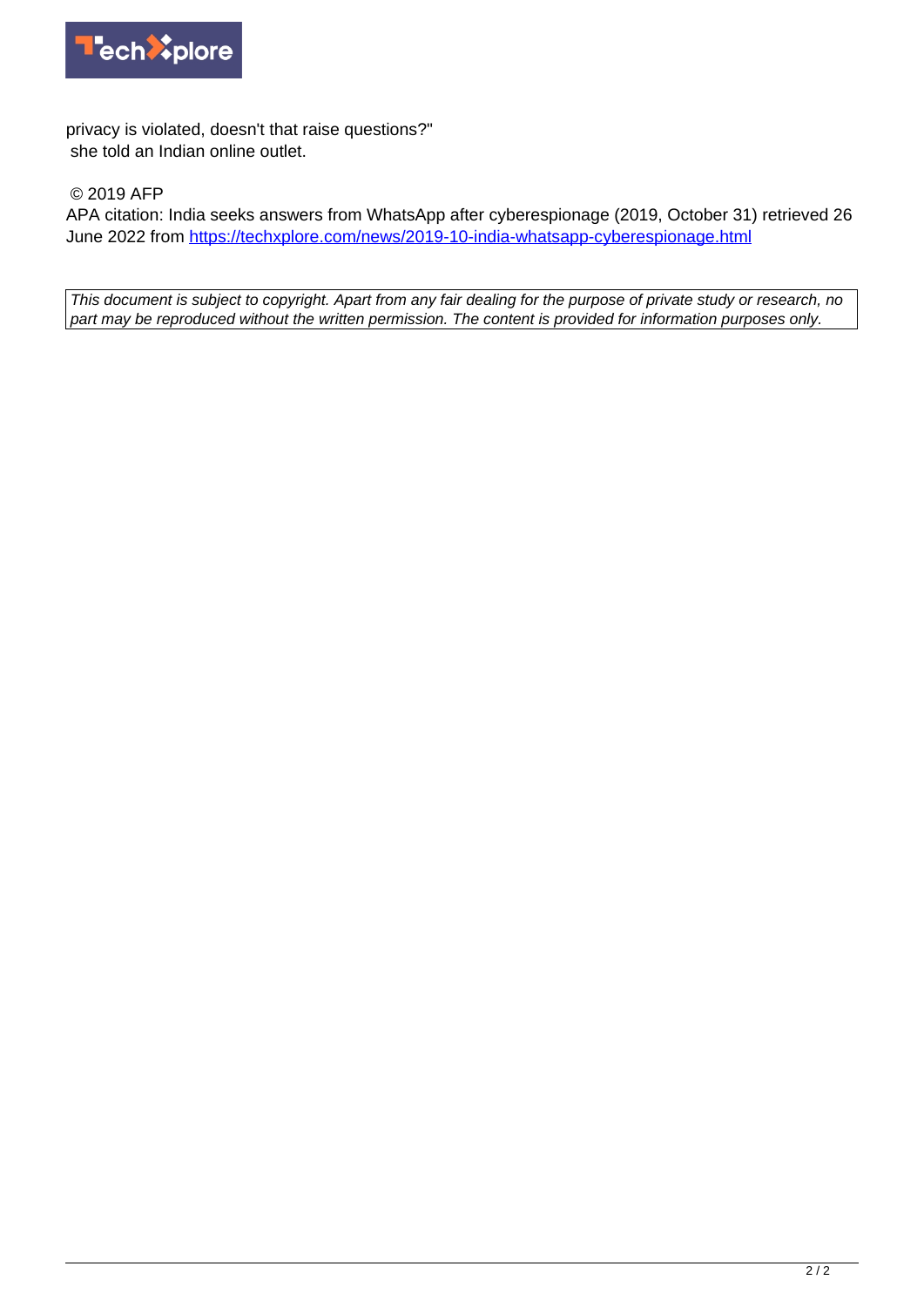privacy is violated, doesn't that raise questions?" she told an Indian online outlet.

© 2019 AFP

APA citation: India seeks answers from WhatsApp after cyberespionage (2019, October 31) retrieved 26 June 2022 from https://techxplore.com/news/2019-10-india-whatsapp-cyberespionage.html

*This document is subject to copyright. Apart from any fair dealing for the purpose of private study or research, no part may be reproduced without the written permission. The content is provided for information purposes only.*